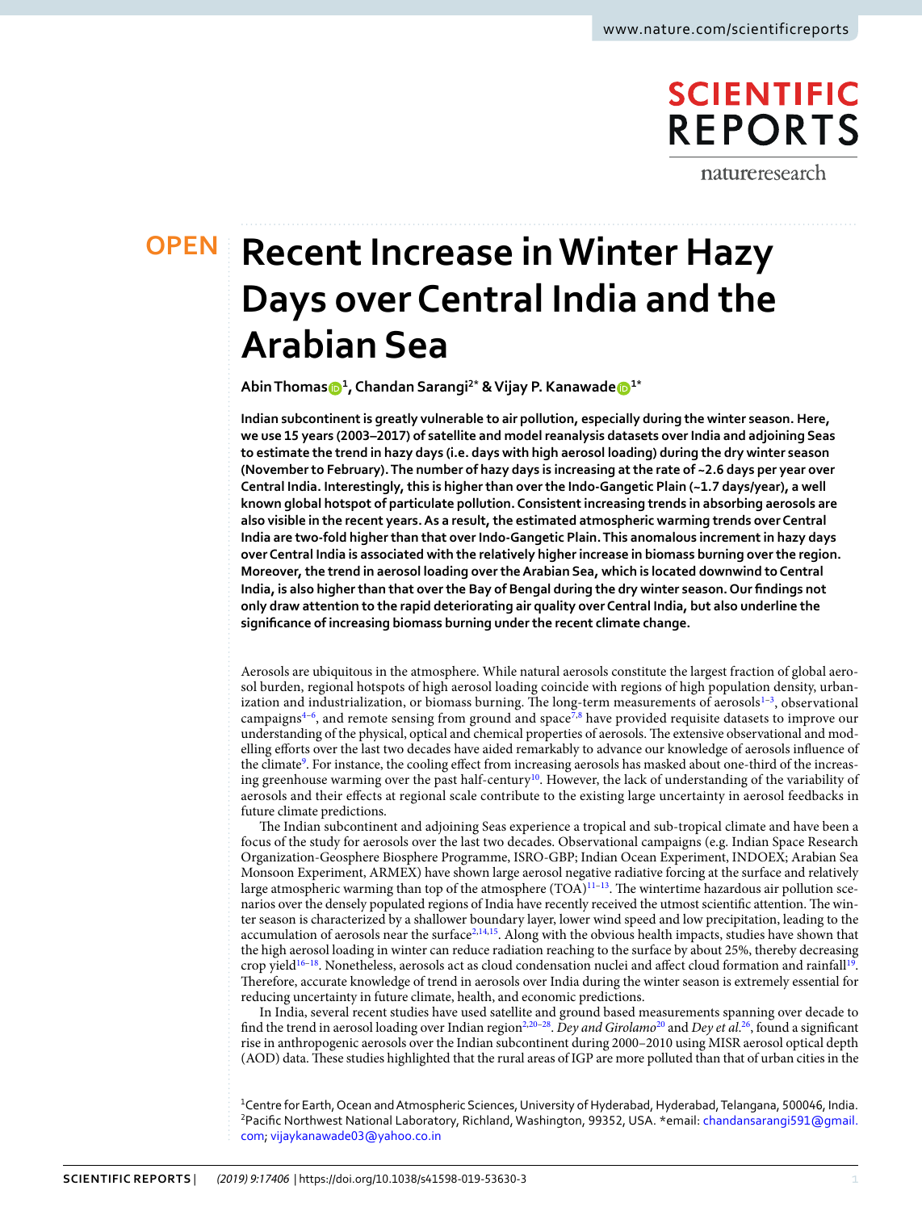# Recent Increase in Winter Hazy Days over Central India and the Arabian Sea

**Abin Thomas[1], Chandan Sarangi[2*] & Vijay P. Kanawade[1*]**

**Indian subcontinent is greatly vulnerable to air pollution, especially during the winter season. Here, we use 15 years (2003–2017) of satellite and model reanalysis datasets over India and adjoining Seas to estimate the trend in hazy days (i.e. days with high aerosol loading) during the dry winter season (November to February). The number of hazy days is increasing at the rate of ~2.6 days per year over Central India. Interestingly, this is higher than over the Indo-Gangetic Plain (~1.7 days/year), a well known global hotspot of particulate pollution. Consistent increasing trends in absorbing aerosols are also visible in the recent years. As a result, the estimated atmospheric warming trends over Central India are two-fold higher than that over Indo-Gangetic Plain. This anomalous increment in hazy days over Central India is associated with the relatively higher increase in biomass burning over the region. Moreover, the trend in aerosol loading over the Arabian Sea, which is located downwind to Central India, is also higher than that over the Bay of Bengal during the dry winter season. Our findings not only draw attention to the rapid deteriorating air quality over Central India, but also underline the significance of increasing biomass burning under the recent climate change.**

Aerosols are ubiquitous in the atmosphere. While natural aerosols constitute the largest fraction of global aerosol burden, regional hotspots of high aerosol loading coincide with regions of high population density, urbanization and industrialization, or biomass burning. The long-term measurements of aerosols[1–3], observational campaigns[4–6], and remote sensing from ground and space[7,8] have provided requisite datasets to improve our understanding of the physical, optical and chemical properties of aerosols. The extensive observational and modelling efforts over the last two decades have aided remarkably to advance our knowledge of aerosols influence of the climate[9]. For instance, the cooling effect from increasing aerosols has masked about one-third of the increasing greenhouse warming over the past half-century[10]. However, the lack of understanding of the variability of aerosols and their effects at regional scale contribute to the existing large uncertainty in aerosol feedbacks in future climate predictions.

The Indian subcontinent and adjoining Seas experience a tropical and sub-tropical climate and have been a focus of the study for aerosols over the last two decades. Observational campaigns (e.g. Indian Space Research Organization-Geosphere Biosphere Programme, ISRO-GBP; Indian Ocean Experiment, INDOEX; Arabian Sea Monsoon Experiment, ARMEX) have shown large aerosol negative radiative forcing at the surface and relatively large atmospheric warming than top of the atmosphere (TOA)[11–13]. The wintertime hazardous air pollution scenarios over the densely populated regions of India have recently received the utmost scientific attention. The winter season is characterized by a shallower boundary layer, lower wind speed and low precipitation, leading to the accumulation of aerosols near the surface[2,14,15]. Along with the obvious health impacts, studies have shown that the high aerosol loading in winter can reduce radiation reaching to the surface by about 25%, thereby decreasing crop yield[16–18]. Nonetheless, aerosols act as cloud condensation nuclei and affect cloud formation and rainfall[19]. Therefore, accurate knowledge of trend in aerosols over India during the winter season is extremely essential for reducing uncertainty in future climate, health, and economic predictions.

In India, several recent studies have used satellite and ground based measurements spanning over decade to find the trend in aerosol loading over Indian region[2,20–28]. *Dey and Girolamo*[20] and *Dey et al.*[26], found a significant rise in anthropogenic aerosols over the Indian subcontinent during 2000–2010 using MISR aerosol optical depth (AOD) data. These studies highlighted that the rural areas of IGP are more polluted than that of urban cities in the

[1]Centre for Earth, Ocean and Atmospheric Sciences, University of Hyderabad, Hyderabad, Telangana, 500046, India. [2]Pacific Northwest National Laboratory, Richland, Washington, 99352, USA. *email: chandansarangi591@gmail.com; vijaykanawade03@yahoo.co.in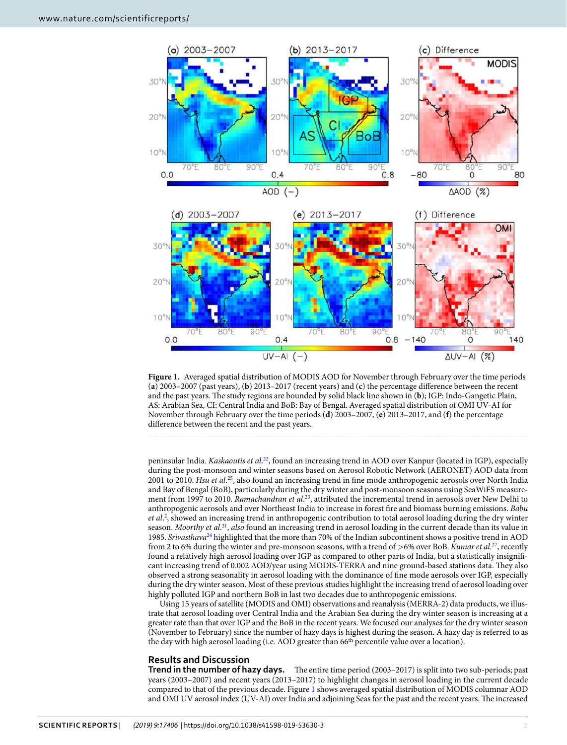**Figure 1.** Averaged spatial distribution of MODIS AOD for November through February over the time periods (**a**) 2003–2007 (past years), (**b**) 2013–2017 (recent years) and (**c**) the percentage difference between the recent and the past years. The study regions are bounded by solid black line shown in (**b**); IGP: Indo-Gangetic Plain, AS: Arabian Sea, CI: Central India and BoB: Bay of Bengal. Averaged spatial distribution of OMI UV-AI for November through February over the time periods (**d**) 2003–2007, (**e**) 2013–2017, and (**f**) the percentage difference between the recent and the past years.

peninsular India. *Kaskaoutis et al.*[22], found an increasing trend in AOD over Kanpur (located in IGP), especially during the post-monsoon and winter seasons based on Aerosol Robotic Network (AERONET) AOD data from 2001 to 2010. *Hsu et al.*[25], also found an increasing trend in fine mode anthropogenic aerosols over North India and Bay of Bengal (BoB), particularly during the dry winter and post-monsoon seasons using SeaWiFS measurement from 1997 to 2010. *Ramachandran et al.*[23], attributed the incremental trend in aerosols over New Delhi to anthropogenic aerosols and over Northeast India to increase in forest fire and biomass burning emissions. *Babu et al.*[2], showed an increasing trend in anthropogenic contribution to total aerosol loading during the dry winter season. *Moorthy et al.*[21], *also* found an increasing trend in aerosol loading in the current decade than its value in 1985. *Srivasthava*[24] highlighted that the more than 70% of the Indian subcontinent shows a positive trend in AOD from 2 to 6% during the winter and pre-monsoon seasons, with a trend of >6% over BoB. *Kumar et al.*[27], recently found a relatively high aerosol loading over IGP as compared to other parts of India, but a statistically insignificant increasing trend of 0.002 AOD/year using MODIS-TERRA and nine ground-based stations data. They also observed a strong seasonality in aerosol loading with the dominance of fine mode aerosols over IGP, especially during the dry winter season. Most of these previous studies highlight the increasing trend of aerosol loading over highly polluted IGP and northern BoB in last two decades due to anthropogenic emissions.

Using 15 years of satellite (MODIS and OMI) observations and reanalysis (MERRA-2) data products, we illustrate that aerosol loading over Central India and the Arabian Sea during the dry winter season is increasing at a greater rate than that over IGP and the BoB in the recent years. We focused our analyses for the dry winter season (November to February) since the number of hazy days is highest during the season. A hazy day is referred to as the day with high aerosol loading (i.e. AOD greater than 66th percentile value over a location).

## Results and Discussion

**Trend in the number of hazy days.** The entire time period (2003–2017) is split into two sub-periods; past years (2003–2007) and recent years (2013–2017) to highlight changes in aerosol loading in the current decade compared to that of the previous decade. Figure 1 shows averaged spatial distribution of MODIS columnar AOD and OMI UV aerosol index (UV-AI) over India and adjoining Seas for the past and the recent years. The increased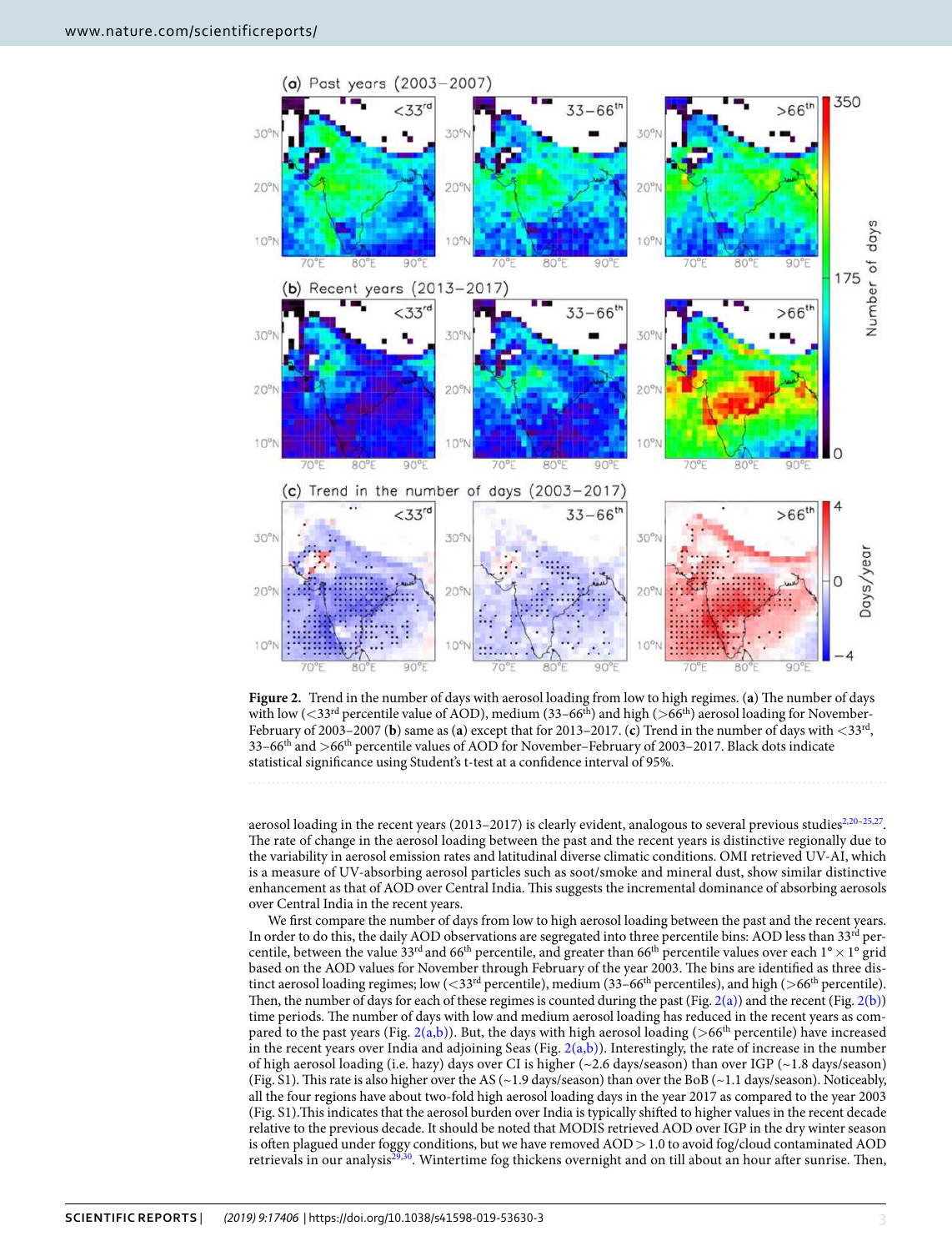**Figure 2.** Trend in the number of days with aerosol loading from low to high regimes. (**a**) The number of days with low (<33rd percentile value of AOD), medium (33–66th) and high (>66th) aerosol loading for November-February of 2003–2007 (**b**) same as (**a**) except that for 2013–2017. (**c**) Trend in the number of days with <33rd, 33–66th and >66th percentile values of AOD for November–February of 2003–2017. Black dots indicate statistical significance using Student's t-test at a confidence interval of 95%.

aerosol loading in the recent years (2013–2017) is clearly evident, analogous to several previous studies[2,20–25,27]. The rate of change in the aerosol loading between the past and the recent years is distinctive regionally due to the variability in aerosol emission rates and latitudinal diverse climatic conditions. OMI retrieved UV-AI, which is a measure of UV-absorbing aerosol particles such as soot/smoke and mineral dust, show similar distinctive enhancement as that of AOD over Central India. This suggests the incremental dominance of absorbing aerosols over Central India in the recent years.

We first compare the number of days from low to high aerosol loading between the past and the recent years. In order to do this, the daily AOD observations are segregated into three percentile bins: AOD less than 33rd percentile, between the value 33rd and 66th percentile, and greater than 66th percentile values over each 1° × 1° grid based on the AOD values for November through February of the year 2003. The bins are identified as three distinct aerosol loading regimes; low (<33rd percentile), medium (33–66th percentiles), and high (>66th percentile). Then, the number of days for each of these regimes is counted during the past (Fig. 2(a)) and the recent (Fig. 2(b)) time periods. The number of days with low and medium aerosol loading has reduced in the recent years as compared to the past years (Fig. 2(a,b)). But, the days with high aerosol loading (>66th percentile) have increased in the recent years over India and adjoining Seas (Fig. 2(a,b)). Interestingly, the rate of increase in the number of high aerosol loading (i.e. hazy) days over CI is higher (~2.6 days/season) than over IGP (~1.8 days/season) (Fig. S1). This rate is also higher over the AS (~1.9 days/season) than over the BoB (~1.1 days/season). Noticeably, all the four regions have about two-fold high aerosol loading days in the year 2017 as compared to the year 2003 (Fig. S1).This indicates that the aerosol burden over India is typically shifted to higher values in the recent decade relative to the previous decade. It should be noted that MODIS retrieved AOD over IGP in the dry winter season is often plagued under foggy conditions, but we have removed AOD > 1.0 to avoid fog/cloud contaminated AOD retrievals in our analysis[29,30]. Wintertime fog thickens overnight and on till about an hour after sunrise. Then,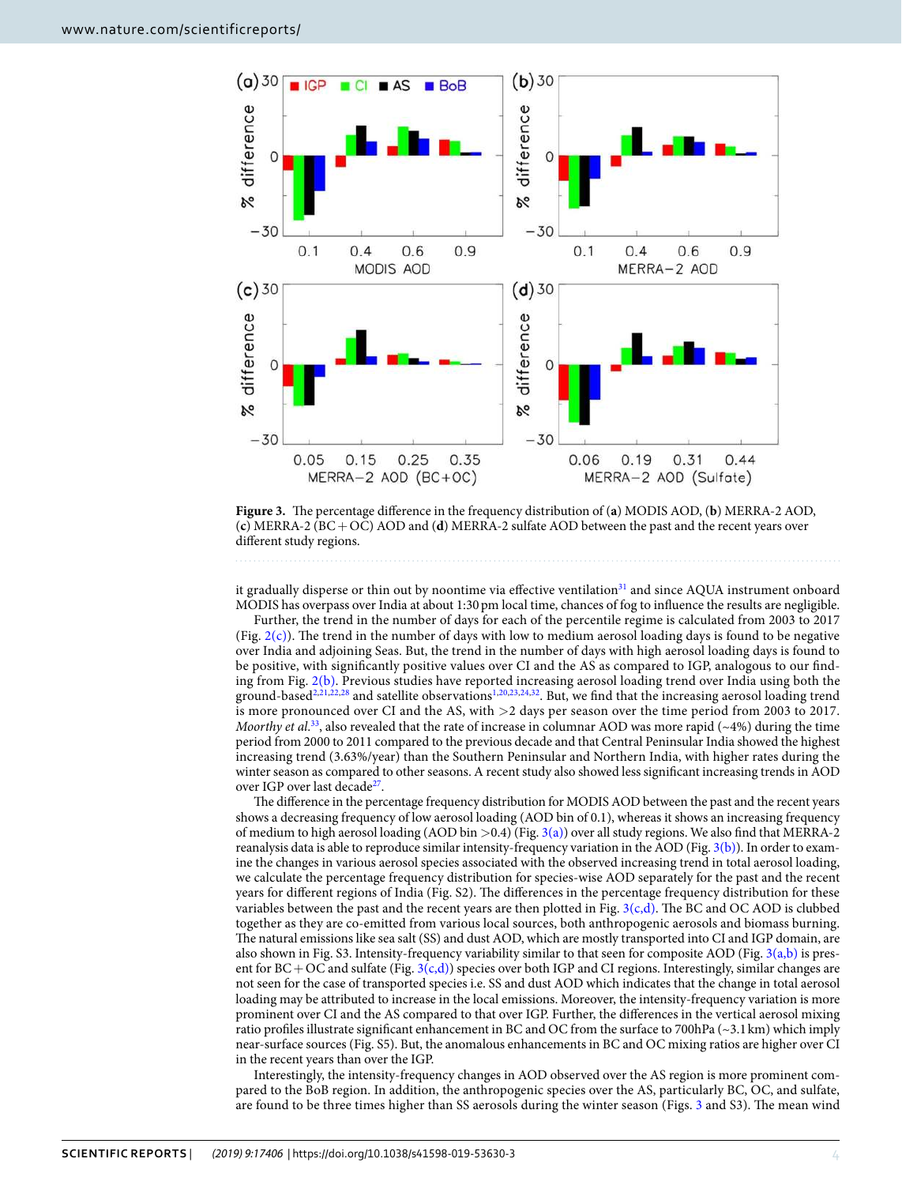**Figure 3.** The percentage difference in the frequency distribution of (**a**) MODIS AOD, (**b**) MERRA-2 AOD, (**c**) MERRA-2 (BC + OC) AOD and (**d**) MERRA-2 sulfate AOD between the past and the recent years over different study regions.

it gradually disperse or thin out by noontime via effective ventilation[31] and since AQUA instrument onboard MODIS has overpass over India at about 1:30 pm local time, chances of fog to influence the results are negligible.

Further, the trend in the number of days for each of the percentile regime is calculated from 2003 to 2017 (Fig. 2(c)). The trend in the number of days with low to medium aerosol loading days is found to be negative over India and adjoining Seas. But, the trend in the number of days with high aerosol loading days is found to be positive, with significantly positive values over CI and the AS as compared to IGP, analogous to our finding from Fig. 2(b). Previous studies have reported increasing aerosol loading trend over India using both the ground-based[2,21,22,28] and satellite observations[1,20,23,24,32]. But, we find that the increasing aerosol loading trend is more pronounced over CI and the AS, with >2 days per season over the time period from 2003 to 2017. *Moorthy et al.*[33], also revealed that the rate of increase in columnar AOD was more rapid (~4%) during the time period from 2000 to 2011 compared to the previous decade and that Central Peninsular India showed the highest increasing trend (3.63%/year) than the Southern Peninsular and Northern India, with higher rates during the winter season as compared to other seasons. A recent study also showed less significant increasing trends in AOD over IGP over last decade[27].

The difference in the percentage frequency distribution for MODIS AOD between the past and the recent years shows a decreasing frequency of low aerosol loading (AOD bin of 0.1), whereas it shows an increasing frequency of medium to high aerosol loading (AOD bin >0.4) (Fig. 3(a)) over all study regions. We also find that MERRA-2 reanalysis data is able to reproduce similar intensity-frequency variation in the AOD (Fig. 3(b)). In order to examine the changes in various aerosol species associated with the observed increasing trend in total aerosol loading, we calculate the percentage frequency distribution for species-wise AOD separately for the past and the recent years for different regions of India (Fig. S2). The differences in the percentage frequency distribution for these variables between the past and the recent years are then plotted in Fig. 3(c,d). The BC and OC AOD is clubbed together as they are co-emitted from various local sources, both anthropogenic aerosols and biomass burning. The natural emissions like sea salt (SS) and dust AOD, which are mostly transported into CI and IGP domain, are also shown in Fig. S3. Intensity-frequency variability similar to that seen for composite AOD (Fig. 3(a,b)) is present for BC + OC and sulfate (Fig. 3(c,d)) species over both IGP and CI regions. Interestingly, similar changes are not seen for the case of transported species i.e. SS and dust AOD which indicates that the change in total aerosol loading may be attributed to increase in the local emissions. Moreover, the intensity-frequency variation is more prominent over CI and the AS compared to that over IGP. Further, the differences in the vertical aerosol mixing ratio profiles illustrate significant enhancement in BC and OC from the surface to 700hPa (~3.1 km) which imply near-surface sources (Fig. S5). But, the anomalous enhancements in BC and OC mixing ratios are higher over CI in the recent years than over the IGP.

Interestingly, the intensity-frequency changes in AOD observed over the AS region is more prominent compared to the BoB region. In addition, the anthropogenic species over the AS, particularly BC, OC, and sulfate, are found to be three times higher than SS aerosols during the winter season (Figs. 3 and S3). The mean wind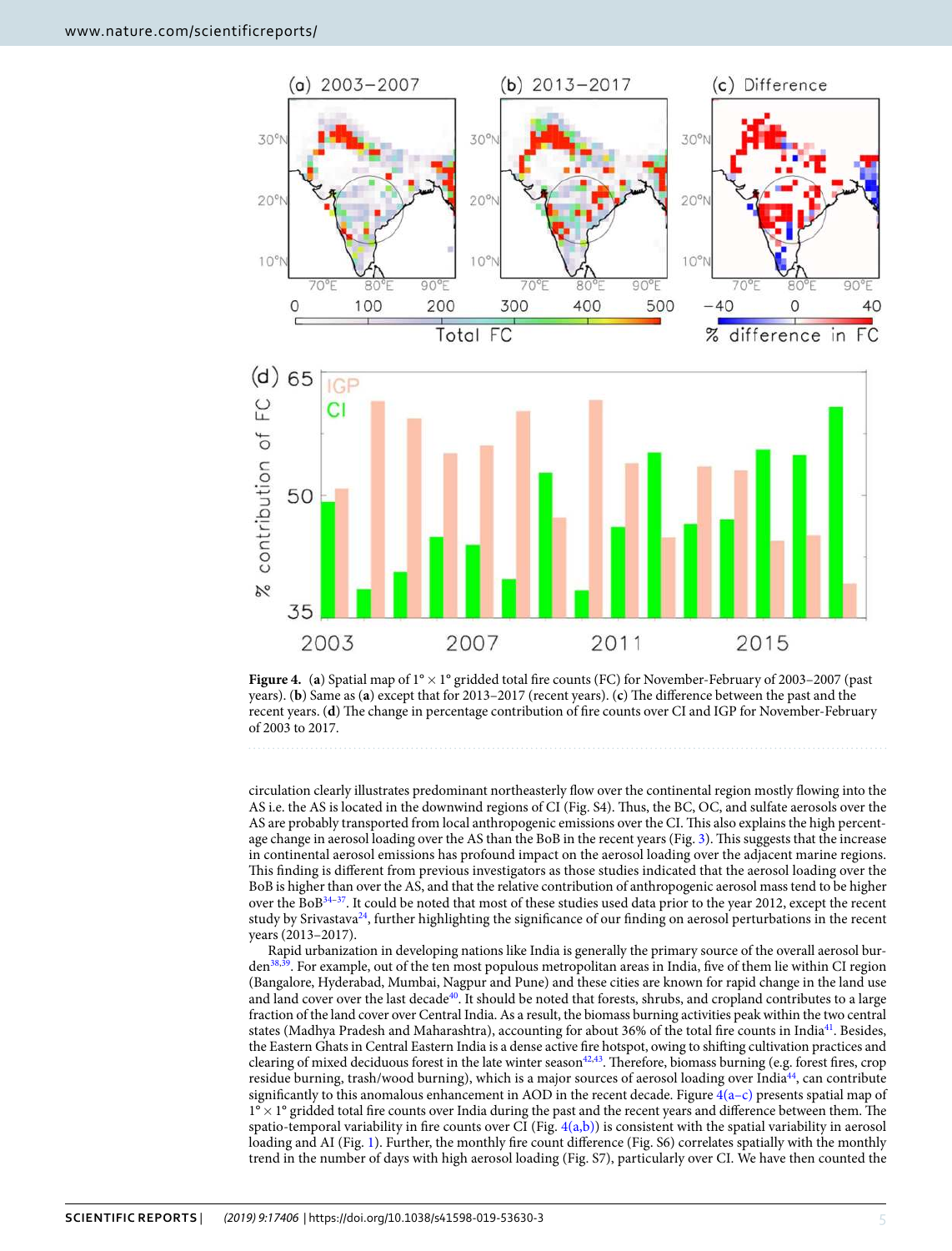**Figure 4.** (**a**) Spatial map of 1° × 1° gridded total fire counts (FC) for November-February of 2003–2007 (past years). (**b**) Same as (**a**) except that for 2013–2017 (recent years). (**c**) The difference between the past and the recent years. (**d**) The change in percentage contribution of fire counts over CI and IGP for November-February of 2003 to 2017.

circulation clearly illustrates predominant northeasterly flow over the continental region mostly flowing into the AS i.e. the AS is located in the downwind regions of CI (Fig. S4). Thus, the BC, OC, and sulfate aerosols over the AS are probably transported from local anthropogenic emissions over the CI. This also explains the high percentage change in aerosol loading over the AS than the BoB in the recent years (Fig. 3). This suggests that the increase in continental aerosol emissions has profound impact on the aerosol loading over the adjacent marine regions. This finding is different from previous investigators as those studies indicated that the aerosol loading over the BoB is higher than over the AS, and that the relative contribution of anthropogenic aerosol mass tend to be higher over the BoB[34–37]. It could be noted that most of these studies used data prior to the year 2012, except the recent study by Srivastava[24], further highlighting the significance of our finding on aerosol perturbations in the recent years (2013–2017).

Rapid urbanization in developing nations like India is generally the primary source of the overall aerosol burden[38,39]. For example, out of the ten most populous metropolitan areas in India, five of them lie within CI region (Bangalore, Hyderabad, Mumbai, Nagpur and Pune) and these cities are known for rapid change in the land use and land cover over the last decade[40]. It should be noted that forests, shrubs, and cropland contributes to a large fraction of the land cover over Central India. As a result, the biomass burning activities peak within the two central states (Madhya Pradesh and Maharashtra), accounting for about 36% of the total fire counts in India[41]. Besides, the Eastern Ghats in Central Eastern India is a dense active fire hotspot, owing to shifting cultivation practices and clearing of mixed deciduous forest in the late winter season[42,43]. Therefore, biomass burning (e.g. forest fires, crop residue burning, trash/wood burning), which is a major sources of aerosol loading over India[44], can contribute significantly to this anomalous enhancement in AOD in the recent decade. Figure 4(a–c) presents spatial map of 1° × 1° gridded total fire counts over India during the past and the recent years and difference between them. The spatio-temporal variability in fire counts over CI (Fig. 4(a,b)) is consistent with the spatial variability in aerosol loading and AI (Fig. 1). Further, the monthly fire count difference (Fig. S6) correlates spatially with the monthly trend in the number of days with high aerosol loading (Fig. S7), particularly over CI. We have then counted the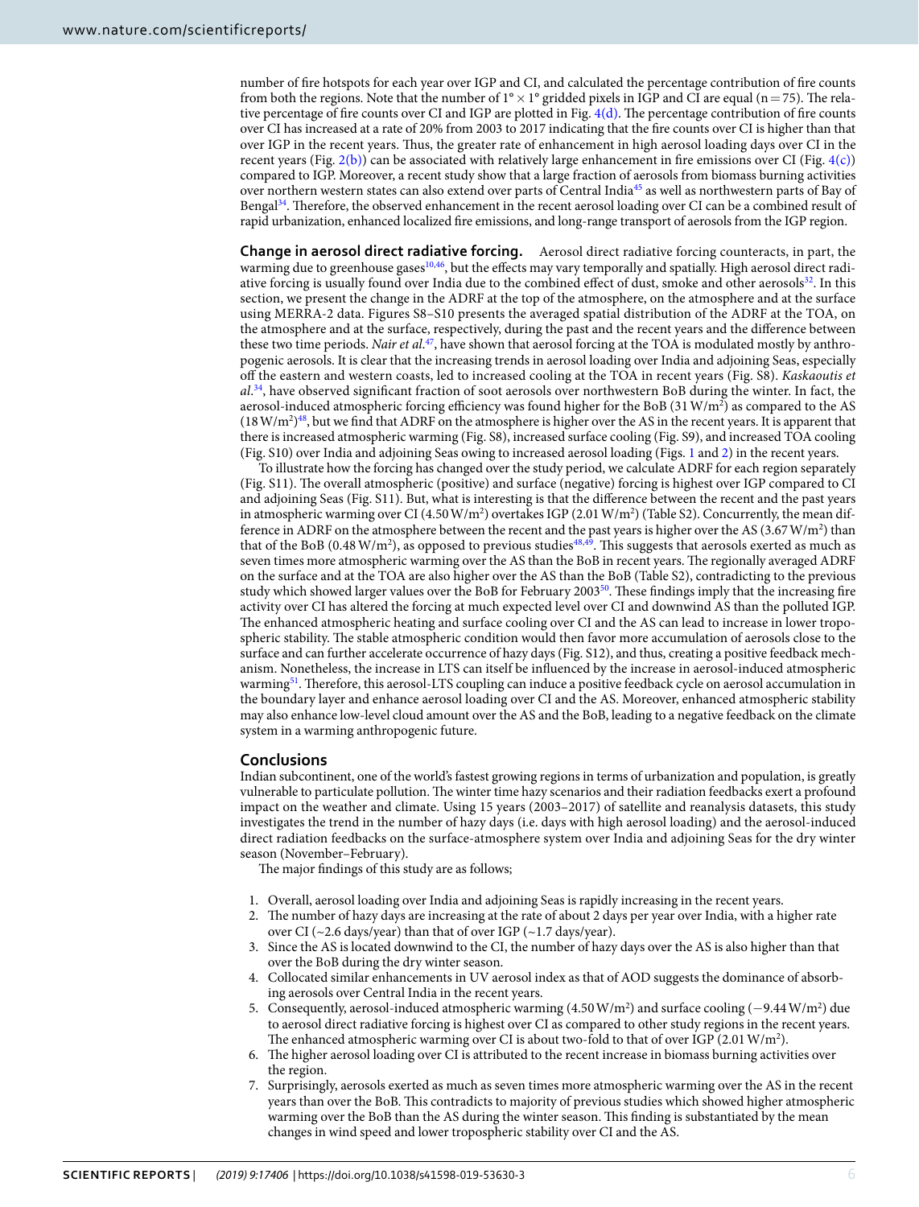number of fire hotspots for each year over IGP and CI, and calculated the percentage contribution of fire counts from both the regions. Note that the number of $1° \times 1°$ gridded pixels in IGP and CI are equal ($n = 75$). The relative percentage of fire counts over CI and IGP are plotted in Fig. 4(d). The percentage contribution of fire counts over CI has increased at a rate of 20% from 2003 to 2017 indicating that the fire counts over CI is higher than that over IGP in the recent years. Thus, the greater rate of enhancement in high aerosol loading days over CI in the recent years (Fig. 2(b)) can be associated with relatively large enhancement in fire emissions over CI (Fig. 4(c)) compared to IGP. Moreover, a recent study show that a large fraction of aerosols from biomass burning activities over northern western states can also extend over parts of Central India[45] as well as northwestern parts of Bay of Bengal[34]. Therefore, the observed enhancement in the recent aerosol loading over CI can be a combined result of rapid urbanization, enhanced localized fire emissions, and long-range transport of aerosols from the IGP region.

**Change in aerosol direct radiative forcing.** Aerosol direct radiative forcing counteracts, in part, the warming due to greenhouse gases[10,46], but the effects may vary temporally and spatially. High aerosol direct radiative forcing is usually found over India due to the combined effect of dust, smoke and other aerosols[32]. In this section, we present the change in the ADRF at the top of the atmosphere, on the atmosphere and at the surface using MERRA-2 data. Figures S8–S10 presents the averaged spatial distribution of the ADRF at the TOA, on the atmosphere and at the surface, respectively, during the past and the recent years and the difference between these two time periods. *Nair et al.*[47], have shown that aerosol forcing at the TOA is modulated mostly by anthropogenic aerosols. It is clear that the increasing trends in aerosol loading over India and adjoining Seas, especially off the eastern and western coasts, led to increased cooling at the TOA in recent years (Fig. S8). *Kaskaoutis et al.*[34], have observed significant fraction of soot aerosols over northwestern BoB during the winter. In fact, the aerosol-induced atmospheric forcing efficiency was found higher for the BoB (31 W/m$^2$) as compared to the AS (18 W/m$^2$)[48], but we find that ADRF on the atmosphere is higher over the AS in the recent years. It is apparent that there is increased atmospheric warming (Fig. S8), increased surface cooling (Fig. S9), and increased TOA cooling (Fig. S10) over India and adjoining Seas owing to increased aerosol loading (Figs. 1 and 2) in the recent years.

To illustrate how the forcing has changed over the study period, we calculate ADRF for each region separately (Fig. S11). The overall atmospheric (positive) and surface (negative) forcing is highest over IGP compared to CI and adjoining Seas (Fig. S11). But, what is interesting is that the difference between the recent and the past years in atmospheric warming over CI (4.50 W/m$^2$) overtakes IGP (2.01 W/m$^2$) (Table S2). Concurrently, the mean difference in ADRF on the atmosphere between the recent and the past years is higher over the AS (3.67 W/m$^2$) than that of the BoB (0.48 W/m$^2$), as opposed to previous studies[48,49]. This suggests that aerosols exerted as much as seven times more atmospheric warming over the AS than the BoB in recent years. The regionally averaged ADRF on the surface and at the TOA are also higher over the AS than the BoB (Table S2), contradicting to the previous study which showed larger values over the BoB for February 2003[50]. These findings imply that the increasing fire activity over CI has altered the forcing at much expected level over CI and downwind AS than the polluted IGP. The enhanced atmospheric heating and surface cooling over CI and the AS can lead to increase in lower tropospheric stability. The stable atmospheric condition would then favor more accumulation of aerosols close to the surface and can further accelerate occurrence of hazy days (Fig. S12), and thus, creating a positive feedback mechanism. Nonetheless, the increase in LTS can itself be influenced by the increase in aerosol-induced atmospheric warming[51]. Therefore, this aerosol-LTS coupling can induce a positive feedback cycle on aerosol accumulation in the boundary layer and enhance aerosol loading over CI and the AS. Moreover, enhanced atmospheric stability may also enhance low-level cloud amount over the AS and the BoB, leading to a negative feedback on the climate system in a warming anthropogenic future.

## Conclusions

Indian subcontinent, one of the world's fastest growing regions in terms of urbanization and population, is greatly vulnerable to particulate pollution. The winter time hazy scenarios and their radiation feedbacks exert a profound impact on the weather and climate. Using 15 years (2003–2017) of satellite and reanalysis datasets, this study investigates the trend in the number of hazy days (i.e. days with high aerosol loading) and the aerosol-induced direct radiation feedbacks on the surface-atmosphere system over India and adjoining Seas for the dry winter season (November–February).

The major findings of this study are as follows;

1. Overall, aerosol loading over India and adjoining Seas is rapidly increasing in the recent years.
2. The number of hazy days are increasing at the rate of about 2 days per year over India, with a higher rate over CI (~2.6 days/year) than that of over IGP (~1.7 days/year).
3. Since the AS is located downwind to the CI, the number of hazy days over the AS is also higher than that over the BoB during the dry winter season.
4. Collocated similar enhancements in UV aerosol index as that of AOD suggests the dominance of absorbing aerosols over Central India in the recent years.
5. Consequently, aerosol-induced atmospheric warming (4.50 W/m$^2$) and surface cooling (−9.44 W/m$^2$) due to aerosol direct radiative forcing is highest over CI as compared to other study regions in the recent years. The enhanced atmospheric warming over CI is about two-fold to that of over IGP (2.01 W/m$^2$).
6. The higher aerosol loading over CI is attributed to the recent increase in biomass burning activities over the region.
7. Surprisingly, aerosols exerted as much as seven times more atmospheric warming over the AS in the recent years than over the BoB. This contradicts to majority of previous studies which showed higher atmospheric warming over the BoB than the AS during the winter season. This finding is substantiated by the mean changes in wind speed and lower tropospheric stability over CI and the AS.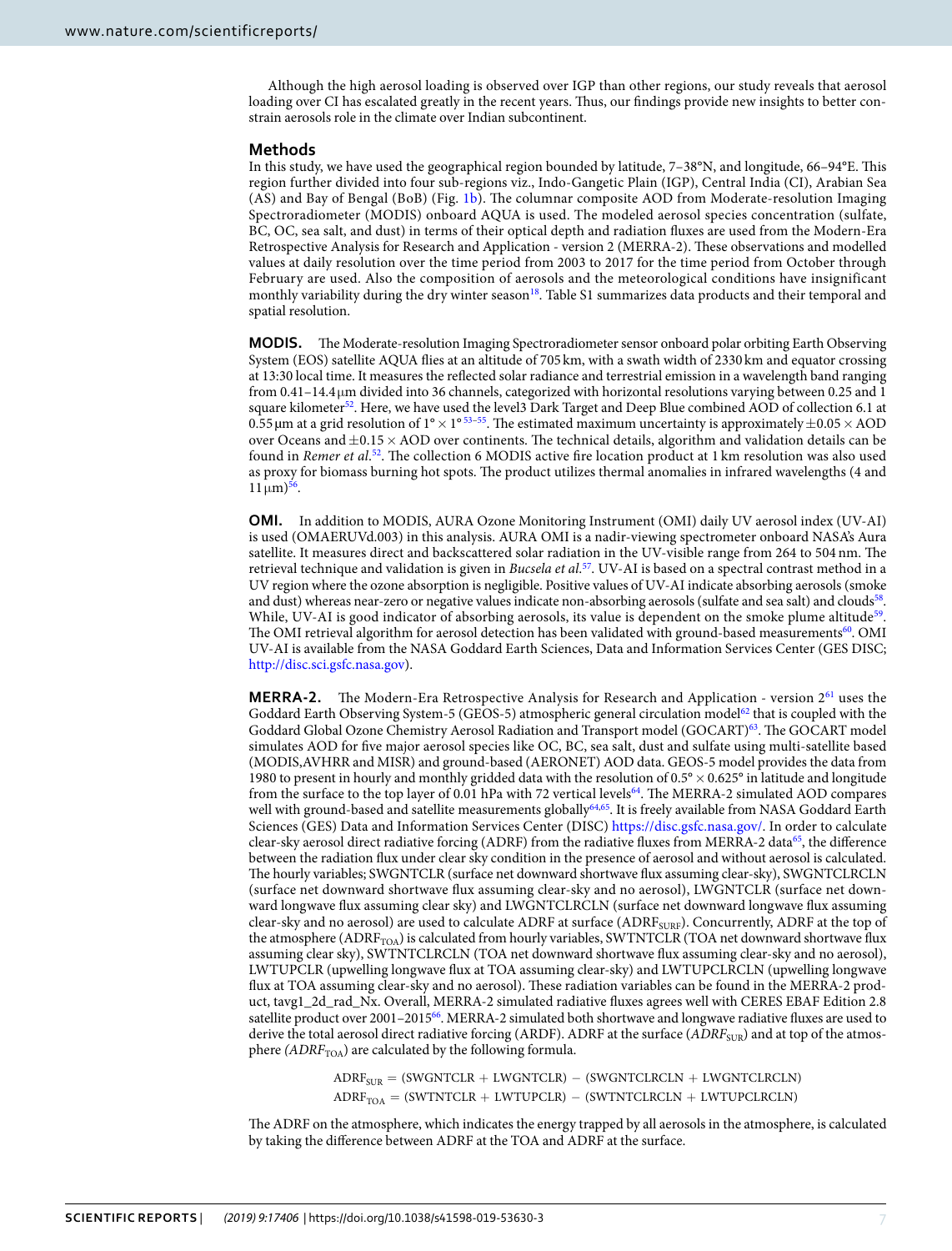Although the high aerosol loading is observed over IGP than other regions, our study reveals that aerosol loading over CI has escalated greatly in the recent years. Thus, our findings provide new insights to better constrain aerosols role in the climate over Indian subcontinent.

## Methods

In this study, we have used the geographical region bounded by latitude, 7–38°N, and longitude, 66–94°E. This region further divided into four sub-regions viz., Indo-Gangetic Plain (IGP), Central India (CI), Arabian Sea (AS) and Bay of Bengal (BoB) (Fig. 1b). The columnar composite AOD from Moderate-resolution Imaging Spectroradiometer (MODIS) onboard AQUA is used. The modeled aerosol species concentration (sulfate, BC, OC, sea salt, and dust) in terms of their optical depth and radiation fluxes are used from the Modern-Era Retrospective Analysis for Research and Application - version 2 (MERRA-2). These observations and modelled values at daily resolution over the time period from 2003 to 2017 for the time period from October through February are used. Also the composition of aerosols and the meteorological conditions have insignificant monthly variability during the dry winter season[18]. Table S1 summarizes data products and their temporal and spatial resolution.

**MODIS.** The Moderate-resolution Imaging Spectroradiometer sensor onboard polar orbiting Earth Observing System (EOS) satellite AQUA flies at an altitude of 705 km, with a swath width of 2330 km and equator crossing at 13:30 local time. It measures the reflected solar radiance and terrestrial emission in a wavelength band ranging from 0.41–14.4 μm divided into 36 channels, categorized with horizontal resolutions varying between 0.25 and 1 square kilometer[52]. Here, we have used the level3 Dark Target and Deep Blue combined AOD of collection 6.1 at 0.55 μm at a grid resolution of $1° \times 1°$ [53–55]. The estimated maximum uncertainty is approximately $\pm 0.05 \times$ AOD over Oceans and $\pm 0.15 \times$ AOD over continents. The technical details, algorithm and validation details can be found in *Remer et al.*[52]. The collection 6 MODIS active fire location product at 1 km resolution was also used as proxy for biomass burning hot spots. The product utilizes thermal anomalies in infrared wavelengths (4 and 11 μm)[56].

**OMI.** In addition to MODIS, AURA Ozone Monitoring Instrument (OMI) daily UV aerosol index (UV-AI) is used (OMAERUVd.003) in this analysis. AURA OMI is a nadir-viewing spectrometer onboard NASA's Aura satellite. It measures direct and backscattered solar radiation in the UV-visible range from 264 to 504 nm. The retrieval technique and validation is given in *Bucsela et al.*[57]. UV-AI is based on a spectral contrast method in a UV region where the ozone absorption is negligible. Positive values of UV-AI indicate absorbing aerosols (smoke and dust) whereas near-zero or negative values indicate non-absorbing aerosols (sulfate and sea salt) and clouds[58]. While, UV-AI is good indicator of absorbing aerosols, its value is dependent on the smoke plume altitude[59]. The OMI retrieval algorithm for aerosol detection has been validated with ground-based measurements[60]. OMI UV-AI is available from the NASA Goddard Earth Sciences, Data and Information Services Center (GES DISC; http://disc.sci.gsfc.nasa.gov).

**MERRA-2.** The Modern-Era Retrospective Analysis for Research and Application - version 2[61] uses the Goddard Earth Observing System-5 (GEOS-5) atmospheric general circulation model[62] that is coupled with the Goddard Global Ozone Chemistry Aerosol Radiation and Transport model (GOCART)[63]. The GOCART model simulates AOD for five major aerosol species like OC, BC, sea salt, dust and sulfate using multi-satellite based (MODIS,AVHRR and MISR) and ground-based (AERONET) AOD data. GEOS-5 model provides the data from 1980 to present in hourly and monthly gridded data with the resolution of $0.5° \times 0.625°$ in latitude and longitude from the surface to the top layer of 0.01 hPa with 72 vertical levels[64]. The MERRA-2 simulated AOD compares well with ground-based and satellite measurements globally[64,65]. It is freely available from NASA Goddard Earth Sciences (GES) Data and Information Services Center (DISC) https://disc.gsfc.nasa.gov/. In order to calculate clear-sky aerosol direct radiative forcing (ADRF) from the radiative fluxes from MERRA-2 data[65], the difference between the radiation flux under clear sky condition in the presence of aerosol and without aerosol is calculated. The hourly variables; SWGNTCLR (surface net downward shortwave flux assuming clear-sky), SWGNTCLRCLN (surface net downward shortwave flux assuming clear-sky and no aerosol), LWGNTCLR (surface net downward longwave flux assuming clear sky) and LWGNTCLRCLN (surface net downward longwave flux assuming clear-sky and no aerosol) are used to calculate ADRF at surface ($ADRF_{SURF}$). Concurrently, ADRF at the top of the atmosphere ($ADRF_{TOA}$) is calculated from hourly variables, SWTNTCLR (TOA net downward shortwave flux assuming clear sky), SWTNTCLRCLN (TOA net downward shortwave flux assuming clear-sky and no aerosol), LWTUPCLR (upwelling longwave flux at TOA assuming clear-sky) and LWTUPCLRCLN (upwelling longwave flux at TOA assuming clear-sky and no aerosol). These radiation variables can be found in the MERRA-2 product, tavg1_2d_rad_Nx. Overall, MERRA-2 simulated radiative fluxes agrees well with CERES EBAF Edition 2.8 satellite product over 2001–2015[66]. MERRA-2 simulated both shortwave and longwave radiative fluxes are used to derive the total aerosol direct radiative forcing (ARDF). ADRF at the surface ($ADRF_{SUR}$) and at top of the atmosphere ($ADRF_{TOA}$) are calculated by the following formula.

$$\mathrm{ADRF_{SUR}} = (\mathrm{SWGNTCLR} + \mathrm{LWGNTCLR}) - (\mathrm{SWGNTCLRCLN} + \mathrm{LWGNTCLRCLN})$$

$$\mathrm{ADRF_{TOA}} = (\mathrm{SWTNTCLR} + \mathrm{LWTUPCLR}) - (\mathrm{SWTNTCLRCLN} + \mathrm{LWTUPCLRCLN})$$

The ADRF on the atmosphere, which indicates the energy trapped by all aerosols in the atmosphere, is calculated by taking the difference between ADRF at the TOA and ADRF at the surface.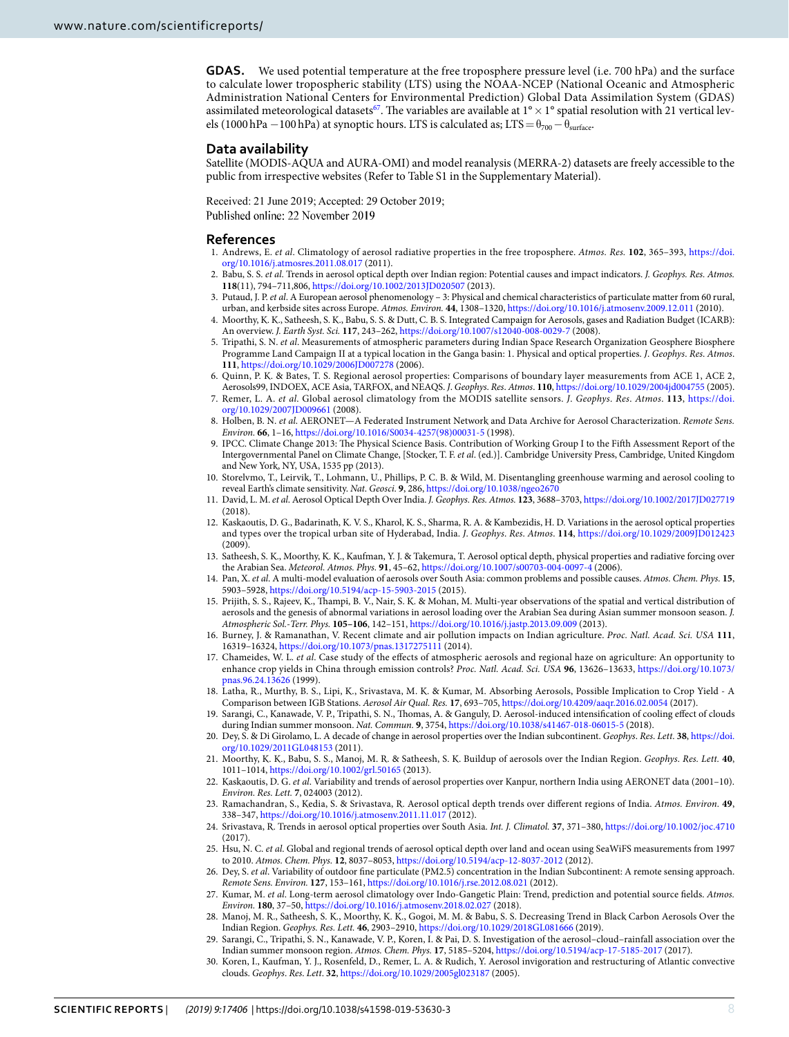**GDAS.** We used potential temperature at the free troposphere pressure level (i.e. 700 hPa) and the surface to calculate lower tropospheric stability (LTS) using the NOAA-NCEP (National Oceanic and Atmospheric Administration National Centers for Environmental Prediction) Global Data Assimilation System (GDAS) assimilated meteorological datasets[67]. The variables are available at $1° \times 1°$ spatial resolution with 21 vertical levels (1000 hPa −100 hPa) at synoptic hours. LTS is calculated as; $LTS = \theta_{700} - \theta_{surface}$.

## Data availability

Satellite (MODIS-AQUA and AURA-OMI) and model reanalysis (MERRA-2) datasets are freely accessible to the public from irrespective websites (Refer to Table S1 in the Supplementary Material).

Received: 21 June 2019; Accepted: 29 October 2019;
Published online: 22 November 2019

## References

1. Andrews, E. *et al*. Climatology of aerosol radiative properties in the free troposphere. *Atmos. Res.* **102**, 365–393, https://doi.org/10.1016/j.atmosres.2011.08.017 (2011).
2. Babu, S. S. *et al*. Trends in aerosol optical depth over Indian region: Potential causes and impact indicators. *J. Geophys. Res. Atmos.* **118**(11), 794–711,806, https://doi.org/10.1002/2013JD020507 (2013).
3. Putaud, J. P. *et al*. A European aerosol phenomenology – 3: Physical and chemical characteristics of particulate matter from 60 rural, urban, and kerbside sites across Europe. *Atmos. Environ.* **44**, 1308–1320, https://doi.org/10.1016/j.atmosenv.2009.12.011 (2010).
4. Moorthy, K. K., Satheesh, S. K., Babu, S. S. & Dutt, C. B. S. Integrated Campaign for Aerosols, gases and Radiation Budget (ICARB): An overview. *J. Earth Syst. Sci.* **117**, 243–262, https://doi.org/10.1007/s12040-008-0029-7 (2008).
5. Tripathi, S. N. *et al*. Measurements of atmospheric parameters during Indian Space Research Organization Geosphere Biosphere Programme Land Campaign II at a typical location in the Ganga basin: 1. Physical and optical properties. *J. Geophys. Res. Atmos.* **111**, https://doi.org/10.1029/2006JD007278 (2006).
6. Quinn, P. K. & Bates, T. S. Regional aerosol properties: Comparisons of boundary layer measurements from ACE 1, ACE 2, Aerosols99, INDOEX, ACE Asia, TARFOX, and NEAQS. *J. Geophys. Res. Atmos.* **110**, https://doi.org/10.1029/2004jd004755 (2005).
7. Remer, L. A. *et al*. Global aerosol climatology from the MODIS satellite sensors. *J. Geophys. Res. Atmos.* **113**, https://doi.org/10.1029/2007JD009661 (2008).
8. Holben, B. N. *et al*. AERONET—A Federated Instrument Network and Data Archive for Aerosol Characterization. *Remote Sens. Environ.* **66**, 1–16, https://doi.org/10.1016/S0034-4257(98)00031-5 (1998).
9. IPCC. Climate Change 2013: The Physical Science Basis. Contribution of Working Group I to the Fifth Assessment Report of the Intergovernmental Panel on Climate Change, [Stocker, T. F. *et al*. (ed.)]. Cambridge University Press, Cambridge, United Kingdom and New York, NY, USA, 1535 pp (2013).
10. Storelvmo, T., Leirvik, T., Lohmann, U., Phillips, P. C. B. & Wild, M. Disentangling greenhouse warming and aerosol cooling to reveal Earth's climate sensitivity. *Nat. Geosci.* **9**, 286, https://doi.org/10.1038/ngeo2670
11. David, L. M. *et al*. Aerosol Optical Depth Over India. *J. Geophys. Res. Atmos.* **123**, 3688–3703, https://doi.org/10.1002/2017JD027719 (2018).
12. Kaskaoutis, D. G., Badarinath, K. V. S., Kharol, K. S., Sharma, R. A. & Kambezidis, H. D. Variations in the aerosol optical properties and types over the tropical urban site of Hyderabad, India. *J. Geophys. Res. Atmos.* **114**, https://doi.org/10.1029/2009JD012423 (2009).
13. Satheesh, S. K., Moorthy, K. K., Kaufman, Y. J. & Takemura, T. Aerosol optical depth, physical properties and radiative forcing over the Arabian Sea. *Meteorol. Atmos. Phys.* **91**, 45–62, https://doi.org/10.1007/s00703-004-0097-4 (2006).
14. Pan, X. *et al*. A multi-model evaluation of aerosols over South Asia: common problems and possible causes. *Atmos. Chem. Phys.* **15**, 5903–5928, https://doi.org/10.5194/acp-15-5903-2015 (2015).
15. Prijith, S. S., Rajeev, K., Thampi, B. V., Nair, S. K. & Mohan, M. Multi-year observations of the spatial and vertical distribution of aerosols and the genesis of abnormal variations in aerosol loading over the Arabian Sea during Asian summer monsoon season. *J. Atmospheric Sol.-Terr. Phys.* **105–106**, 142–151, https://doi.org/10.1016/j.jastp.2013.09.009 (2013).
16. Burney, J. & Ramanathan, V. Recent climate and air pollution impacts on Indian agriculture. *Proc. Natl. Acad. Sci. USA* **111**, 16319–16324, https://doi.org/10.1073/pnas.1317275111 (2014).
17. Chameides, W. L. *et al*. Case study of the effects of atmospheric aerosols and regional haze on agriculture: An opportunity to enhance crop yields in China through emission controls? *Proc. Natl. Acad. Sci. USA* **96**, 13626–13633, https://doi.org/10.1073/pnas.96.24.13626 (1999).
18. Latha, R., Murthy, B. S., Lipi, K., Srivastava, M. K. & Kumar, M. Absorbing Aerosols, Possible Implication to Crop Yield - A Comparison between IGB Stations. *Aerosol Air Qual. Res.* **17**, 693–705, https://doi.org/10.4209/aaqr.2016.02.0054 (2017).
19. Sarangi, C., Kanawade, V. P., Tripathi, S. N., Thomas, A. & Ganguly, D. Aerosol-induced intensification of cooling effect of clouds during Indian summer monsoon. *Nat. Commun.* **9**, 3754, https://doi.org/10.1038/s41467-018-06015-5 (2018).
20. Dey, S. & Di Girolamo, L. A decade of change in aerosol properties over the Indian subcontinent. *Geophys. Res. Lett.* **38**, https://doi.org/10.1029/2011GL048153 (2011).
21. Moorthy, K. K., Babu, S. S., Manoj, M. R. & Satheesh, S. K. Buildup of aerosols over the Indian Region. *Geophys. Res. Lett.* **40**, 1011–1014, https://doi.org/10.1002/grl.50165 (2013).
22. Kaskaoutis, D. G. *et al*. Variability and trends of aerosol properties over Kanpur, northern India using AERONET data (2001–10). *Environ. Res. Lett.* **7**, 024003 (2012).
23. Ramachandran, S., Kedia, S. & Srivastava, R. Aerosol optical depth trends over different regions of India. *Atmos. Environ.* **49**, 338–347, https://doi.org/10.1016/j.atmosenv.2011.11.017 (2012).
24. Srivastava, R. Trends in aerosol optical properties over South Asia. *Int. J. Climatol.* **37**, 371–380, https://doi.org/10.1002/joc.4710 (2017).
25. Hsu, N. C. *et al*. Global and regional trends of aerosol optical depth over land and ocean using SeaWiFS measurements from 1997 to 2010. *Atmos. Chem. Phys.* **12**, 8037–8053, https://doi.org/10.5194/acp-12-8037-2012 (2012).
26. Dey, S. *et al*. Variability of outdoor fine particulate (PM2.5) concentration in the Indian Subcontinent: A remote sensing approach. *Remote Sens. Environ.* **127**, 153–161, https://doi.org/10.1016/j.rse.2012.08.021 (2012).
27. Kumar, M. *et al*. Long-term aerosol climatology over Indo-Gangetic Plain: Trend, prediction and potential source fields. *Atmos. Environ.* **180**, 37–50, https://doi.org/10.1016/j.atmosenv.2018.02.027 (2018).
28. Manoj, M. R., Satheesh, S. K., Moorthy, K. K., Gogoi, M. M. & Babu, S. S. Decreasing Trend in Black Carbon Aerosols Over the Indian Region. *Geophys. Res. Lett.* **46**, 2903–2910, https://doi.org/10.1029/2018GL081666 (2019).
29. Sarangi, C., Tripathi, S. N., Kanawade, V. P., Koren, I. & Pai, D. S. Investigation of the aerosol–cloud–rainfall association over the Indian summer monsoon region. *Atmos. Chem. Phys.* **17**, 5185–5204, https://doi.org/10.5194/acp-17-5185-2017 (2017).
30. Koren, I., Kaufman, Y. J., Rosenfeld, D., Remer, L. A. & Rudich, Y. Aerosol invigoration and restructuring of Atlantic convective clouds. *Geophys. Res. Lett.* **32**, https://doi.org/10.1029/2005gl023187 (2005).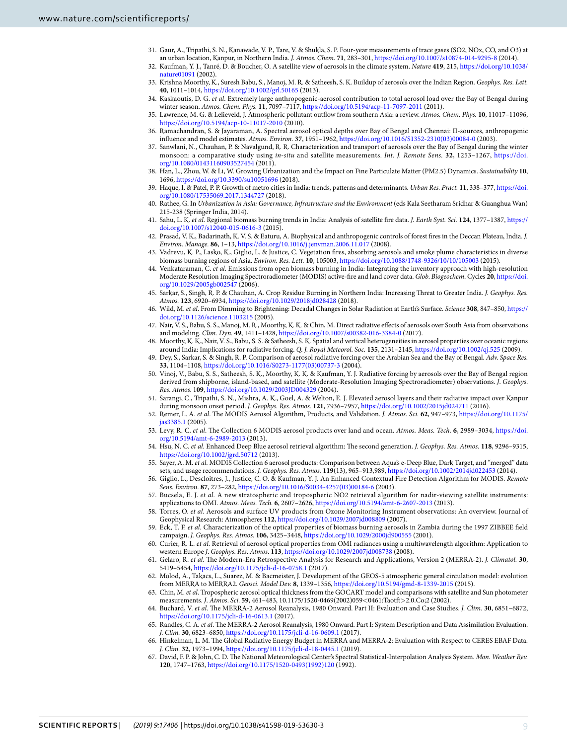31. Gaur, A., Tripathi, S. N., Kanawade, V. P., Tare, V. & Shukla, S. P. Four-year measurements of trace gases (SO2, NOx, CO, and O3) at an urban location, Kanpur, in Northern India. *J. Atmos. Chem.* **71**, 283–301, https://doi.org/10.1007/s10874-014-9295-8 (2014).
32. Kaufman, Y. J., Tanré, D. & Boucher, O. A satellite view of aerosols in the climate system. *Nature* **419**, 215, https://doi.org/10.1038/nature01091 (2002).
33. Krishna Moorthy, K., Suresh Babu, S., Manoj, M. R. & Satheesh, S. K. Buildup of aerosols over the Indian Region. *Geophys. Res. Lett.* **40**, 1011–1014, https://doi.org/10.1002/grl.50165 (2013).
34. Kaskaoutis, D. G. *et al*. Extremely large anthropogenic-aerosol contribution to total aerosol load over the Bay of Bengal during winter season. *Atmos. Chem. Phys.* **11**, 7097–7117, https://doi.org/10.5194/acp-11-7097-2011 (2011).
35. Lawrence, M. G. & Lelieveld, J. Atmospheric pollutant outflow from southern Asia: a review. *Atmos. Chem. Phys.* **10**, 11017–11096, https://doi.org/10.5194/acp-10-11017-2010 (2010).
36. Ramachandran, S. & Jayaraman, A. Spectral aerosol optical depths over Bay of Bengal and Chennai: II-sources, anthropogenic influence and model estimates. *Atmos. Environ.* **37**, 1951–1962, https://doi.org/10.1016/S1352-2310(03)00084-0 (2003).
37. Sanwlani, N., Chauhan, P. & Navalgund, R. R. Characterization and transport of aerosols over the Bay of Bengal during the winter monsoon: a comparative study using *in-situ* and satellite measurements. *Int. J. Remote Sens.* **32**, 1253–1267, https://doi.org/10.1080/01431160903527454 (2011).
38. Han, L., Zhou, W. & Li, W. Growing Urbanization and the Impact on Fine Particulate Matter (PM2.5) Dynamics. *Sustainability* **10**, 1696, https://doi.org/10.3390/su10051696 (2018).
39. Haque, I. & Patel, P. P. Growth of metro cities in India: trends, patterns and determinants. *Urban Res. Pract.* **11**, 338–377, https://doi.org/10.1080/17535069.2017.1344727 (2018).
40. Rathee, G. In *Urbanization in Asia: Governance, Infrastructure and the Environment* (eds Kala Seetharam Sridhar & Guanghua Wan) 215-238 (Springer India, 2014).
41. Sahu, L. K. *et al*. Regional biomass burning trends in India: Analysis of satellite fire data. *J. Earth Syst. Sci.* **124**, 1377–1387, https://doi.org/10.1007/s12040-015-0616-3 (2015).
42. Prasad, V. K., Badarinath, K. V. S. & Eaturu, A. Biophysical and anthropogenic controls of forest fires in the Deccan Plateau, India. *J. Environ. Manage.* **86**, 1–13, https://doi.org/10.1016/j.jenvman.2006.11.017 (2008).
43. Vadrevu, K. P., Lasko, K., Giglio, L. & Justice, C. Vegetation fires, absorbing aerosols and smoke plume characteristics in diverse biomass burning regions of Asia. *Environ. Res. Lett.* **10**, 105003, https://doi.org/10.1088/1748-9326/10/10/105003 (2015).
44. Venkataraman, C. *et al*. Emissions from open biomass burning in India: Integrating the inventory approach with high-resolution Moderate Resolution Imaging Spectroradiometer (MODIS) active-fire and land cover data. *Glob. Biogeochem*. Cycles **20**, https://doi.org/10.1029/2005gb002547 (2006).
45. Sarkar, S., Singh, R. P. & Chauhan, A. Crop Residue Burning in Northern India: Increasing Threat to Greater India. *J. Geophys. Res. Atmos.* **123**, 6920–6934, https://doi.org/10.1029/2018jd028428 (2018).
46. Wild, M. *et al*. From Dimming to Brightening: Decadal Changes in Solar Radiation at Earth's Surface. *Science* **308**, 847–850, https://doi.org/10.1126/science.1103215 (2005).
47. Nair, V. S., Babu, S. S., Manoj, M. R., Moorthy, K. K. & Chin, M. Direct radiative effects of aerosols over South Asia from observations and modeling. *Clim. Dyn.* **49**, 1411–1428, https://doi.org/10.1007/s00382-016-3384-0 (2017).
48. Moorthy, K. K., Nair, V. S., Babu, S. S. & Satheesh, S. K. Spatial and vertical heterogeneities in aerosol properties over oceanic regions around India: Implications for radiative forcing. *Q. J. Royal Meteorol. Soc.* **135**, 2131–2145, https://doi.org/10.1002/qj.525 (2009).
49. Dey, S., Sarkar, S. & Singh, R. P. Comparison of aerosol radiative forcing over the Arabian Sea and the Bay of Bengal. *Adv. Space Res.* **33**, 1104–1108, https://doi.org/10.1016/S0273-1177(03)00737-3 (2004).
50. Vinoj, V., Babu, S. S., Satheesh, S. K., Moorthy, K. K. & Kaufman, Y. J. Radiative forcing by aerosols over the Bay of Bengal region derived from shipborne, island-based, and satellite (Moderate-Resolution Imaging Spectroradiometer) observations. *J. Geophys. Res. Atmos.* **109**, https://doi.org/10.1029/2003JD004329 (2004).
51. Sarangi, C., Tripathi, S. N., Mishra, A. K., Goel, A. & Welton, E. J. Elevated aerosol layers and their radiative impact over Kanpur during monsoon onset period. *J. Geophys. Res. Atmos.* **121**, 7936–7957, https://doi.org/10.1002/2015jd024711 (2016).
52. Remer, L. A. *et al*. The MODIS Aerosol Algorithm, Products, and Validation. *J. Atmos. Sci.* **62**, 947–973, https://doi.org/10.1175/jas3385.1 (2005).
53. Levy, R. C. *et al*. The Collection 6 MODIS aerosol products over land and ocean. *Atmos. Meas. Tech.* **6**, 2989–3034, https://doi.org/10.5194/amt-6-2989-2013 (2013).
54. Hsu, N. C. *et al*. Enhanced Deep Blue aerosol retrieval algorithm: The second generation. *J. Geophys. Res. Atmos.* **118**, 9296–9315, https://doi.org/10.1002/jgrd.50712 (2013).
55. Sayer, A. M. *et al*. MODIS Collection 6 aerosol products: Comparison between Aqua's e-Deep Blue, Dark Target, and "merged" data sets, and usage recommendations. *J. Geophys. Res. Atmos.* **119**(13), 965–913,989, https://doi.org/10.1002/2014jd022453 (2014).
56. Giglio, L., Descloitres, J., Justice, C. O. & Kaufman, Y. J. An Enhanced Contextual Fire Detection Algorithm for MODIS. *Remote Sens. Environ.* **87**, 273–282, https://doi.org/10.1016/S0034-4257(03)00184-6 (2003).
57. Bucsela, E. J. *et al*. A new stratospheric and tropospheric NO2 retrieval algorithm for nadir-viewing satellite instruments: applications to OMI. *Atmos. Meas. Tech.* **6**, 2607–2626, https://doi.org/10.5194/amt-6-2607-2013 (2013).
58. Torres, O. *et al*. Aerosols and surface UV products from Ozone Monitoring Instrument observations: An overview. Journal of Geophysical Research: Atmospheres **112**, https://doi.org/10.1029/2007jd008809 (2007).
59. Eck, T. F. *et al*. Characterization of the optical properties of biomass burning aerosols in Zambia during the 1997 ZIBBEE field campaign. *J. Geophys. Res. Atmos.* **106**, 3425–3448, https://doi.org/10.1029/2000jd900555 (2001).
60. Curier, R. L. *et al*. Retrieval of aerosol optical properties from OMI radiances using a multiwavelength algorithm: Application to western Europe *J. Geophys. Res. Atmos.* **113**, https://doi.org/10.1029/2007jd008738 (2008).
61. Gelaro, R. *et al*. The Modern-Era Retrospective Analysis for Research and Applications, Version 2 (MERRA-2). *J. Climatol.* **30**, 5419–5454, https://doi.org/10.1175/jcli-d-16-0758.1 (2017).
62. Molod, A., Takacs, L., Suarez, M. & Bacmeister, J. Development of the GEOS-5 atmospheric general circulation model: evolution from MERRA to MERRA2. *Geosci. Model Dev.* **8**, 1339–1356, https://doi.org/10.5194/gmd-8-1339-2015 (2015).
63. Chin, M. *et al*. Tropospheric aerosol optical thickness from the GOCART model and comparisons with satellite and Sun photometer measurements. *J. Atmos. Sci.* **59**, 461–483, 10.1175/1520-0469(2002)059<0461:Taotft>2.0.Co;2 (2002).
64. Buchard, V. *et al*. The MERRA-2 Aerosol Reanalysis, 1980 Onward. Part II: Evaluation and Case Studies. *J. Clim.* **30**, 6851–6872, https://doi.org/10.1175/jcli-d-16-0613.1 (2017).
65. Randles, C. A. *et al*. The MERRA-2 Aerosol Reanalysis, 1980 Onward. Part I: System Description and Data Assimilation Evaluation. *J. Clim.* **30**, 6823–6850, https://doi.org/10.1175/jcli-d-16-0609.1 (2017).
66. Hinkelman, L. M. The Global Radiative Energy Budget in MERRA and MERRA-2: Evaluation with Respect to CERES EBAF Data. *J. Clim.* **32**, 1973–1994, https://doi.org/10.1175/jcli-d-18-0445.1 (2019).
67. David, F. P. & John, C. D. The National Meteorological Center's Spectral Statistical-Interpolation Analysis System. *Mon. Weather Rev.* **120**, 1747–1763, https://doi.org/10.1175/1520-0493(1992)120 (1992).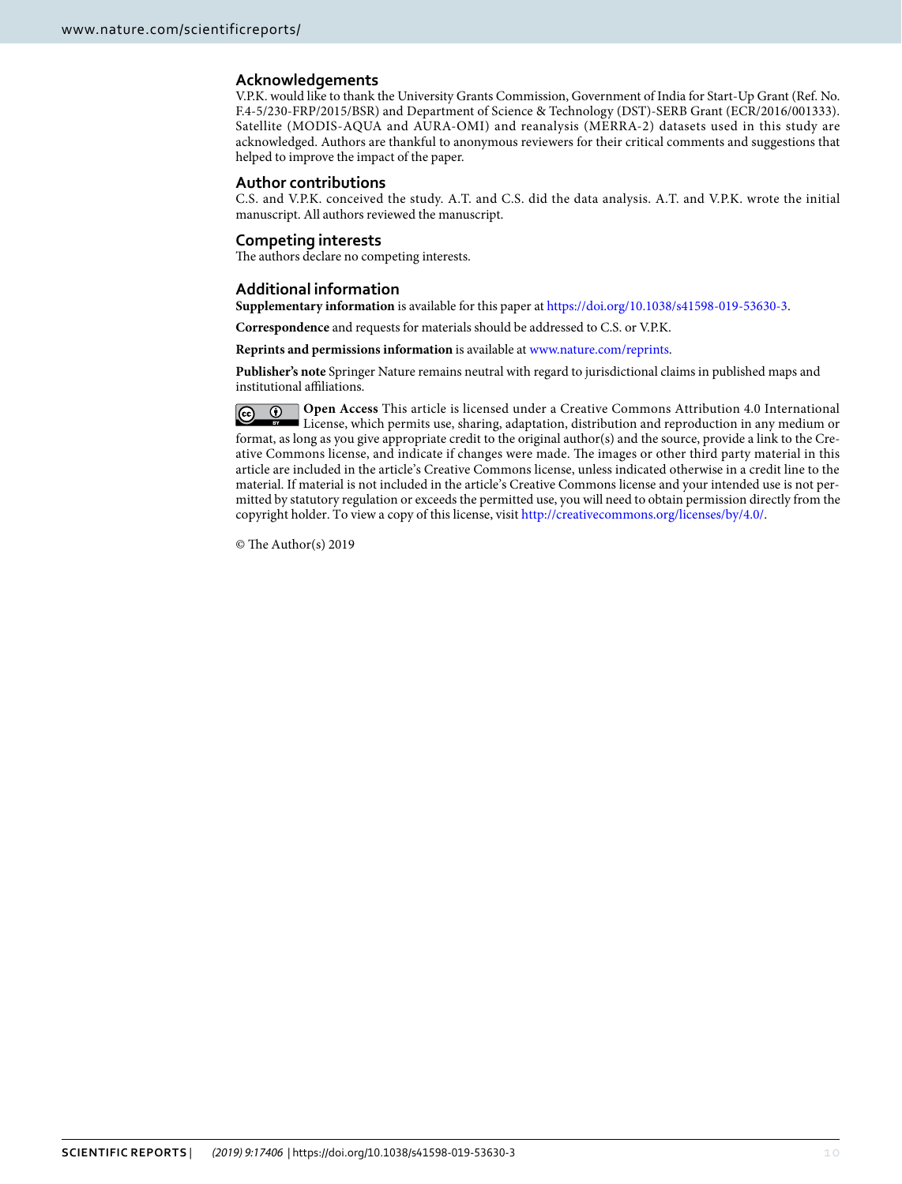## Acknowledgements

V.P.K. would like to thank the University Grants Commission, Government of India for Start-Up Grant (Ref. No. F.4-5/230-FRP/2015/BSR) and Department of Science & Technology (DST)-SERB Grant (ECR/2016/001333). Satellite (MODIS-AQUA and AURA-OMI) and reanalysis (MERRA-2) datasets used in this study are acknowledged. Authors are thankful to anonymous reviewers for their critical comments and suggestions that helped to improve the impact of the paper.

## Author contributions

C.S. and V.P.K. conceived the study. A.T. and C.S. did the data analysis. A.T. and V.P.K. wrote the initial manuscript. All authors reviewed the manuscript.

## Competing interests

The authors declare no competing interests.

## Additional information

**Supplementary information** is available for this paper at https://doi.org/10.1038/s41598-019-53630-3.

**Correspondence** and requests for materials should be addressed to C.S. or V.P.K.

**Reprints and permissions information** is available at www.nature.com/reprints.

**Publisher's note** Springer Nature remains neutral with regard to jurisdictional claims in published maps and institutional affiliations.

**Open Access** This article is licensed under a Creative Commons Attribution 4.0 International License, which permits use, sharing, adaptation, distribution and reproduction in any medium or format, as long as you give appropriate credit to the original author(s) and the source, provide a link to the Creative Commons license, and indicate if changes were made. The images or other third party material in this article are included in the article's Creative Commons license, unless indicated otherwise in a credit line to the material. If material is not included in the article's Creative Commons license and your intended use is not permitted by statutory regulation or exceeds the permitted use, you will need to obtain permission directly from the copyright holder. To view a copy of this license, visit http://creativecommons.org/licenses/by/4.0/.

© The Author(s) 2019